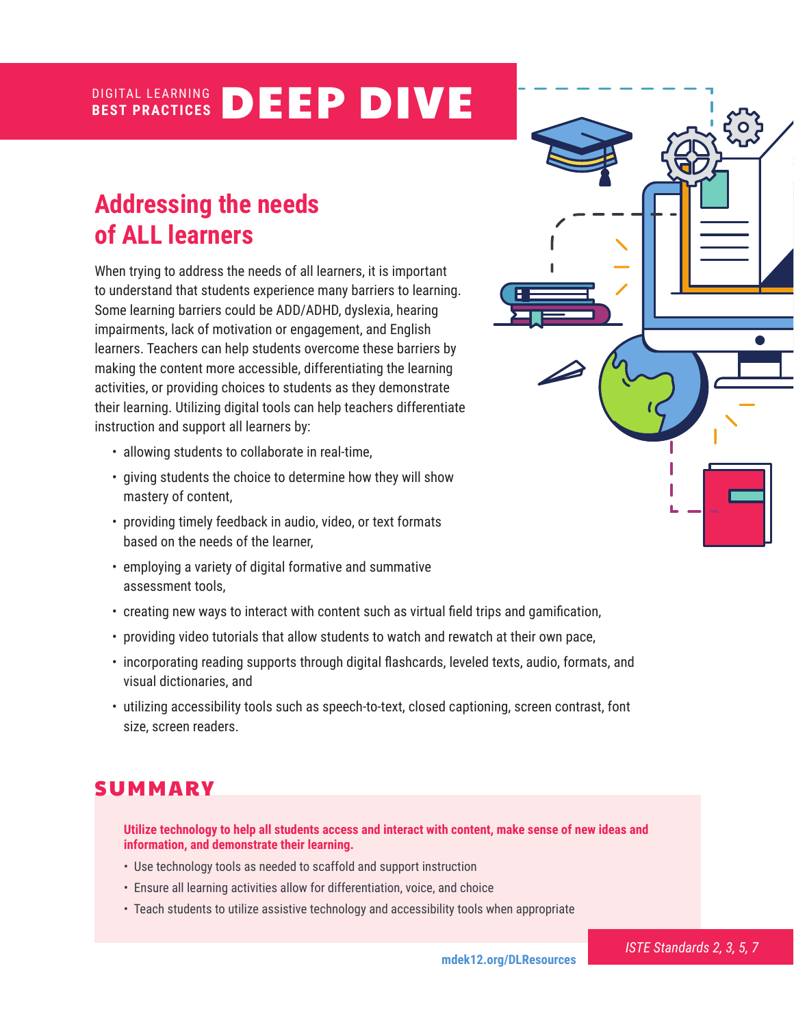DIGITAL LEARNING **BEST PRACTICES** **DEEP DIVE**

## Addressing the needs of ALL learners

When trying to address the needs of all learners, it is important to understand that students experience many barriers to learning. Some learning barriers could be ADD/ADHD, dyslexia, hearing impairments, lack of motivation or engagement, and English learners. Teachers can help students overcome these barriers by making the content more accessible, differentiating the learning activities, or providing choices to students as they demonstrate their learning. Utilizing digital tools can help teachers differentiate instruction and support all learners by:

- allowing students to collaborate in real-time,
- giving students the choice to determine how they will show mastery of content,
- providing timely feedback in audio, video, or text formats based on the needs of the learner,
- employing a variety of digital formative and summative assessment tools,
- creating new ways to interact with content such as virtual field trips and gamification,
- providing video tutorials that allow students to watch and rewatch at their own pace,
- incorporating reading supports through digital flashcards, leveled texts, audio, formats, and visual dictionaries, and
- utilizing accessibility tools such as speech-to-text, closed captioning, screen contrast, font size, screen readers.

## SUMMARY

**Utilize technology to help all students access and interact with content, make sense of new ideas and information, and demonstrate their learning.**

- Use technology tools as needed to scaffold and support instruction
- Ensure all learning activities allow for differentiation, voice, and choice
- Teach students to utilize assistive technology and accessibility tools when appropriate

mdek12.org/DLResources

*ISTE Standards 2, 3, 5, 7*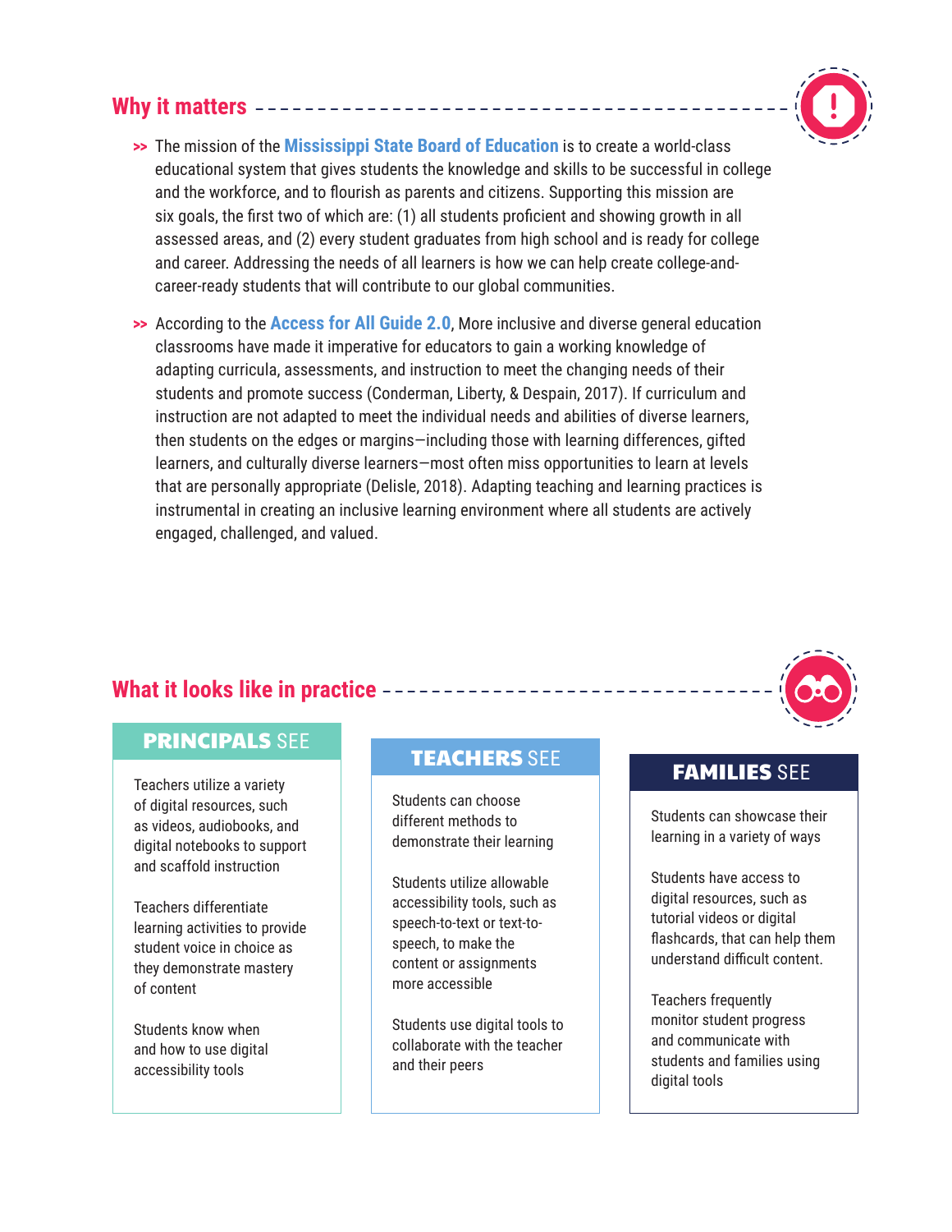## Why it matters

- The mission of the **Mississippi State Board of Education** is to create a world-class educational system that gives students the knowledge and skills to be successful in college and the workforce, and to flourish as parents and citizens. Supporting this mission are six goals, the first two of which are: (1) all students proficient and showing growth in all assessed areas, and (2) every student graduates from high school and is ready for college and career. Addressing the needs of all learners is how we can help create college-and-career-ready students that will contribute to our global communities.
- According to the **Access for All Guide 2.0**, More inclusive and diverse general education classrooms have made it imperative for educators to gain a working knowledge of adapting curricula, assessments, and instruction to meet the changing needs of their students and promote success (Conderman, Liberty, & Despain, 2017). If curriculum and instruction are not adapted to meet the individual needs and abilities of diverse learners, then students on the edges or margins—including those with learning differences, gifted learners, and culturally diverse learners—most often miss opportunities to learn at levels that are personally appropriate (Delisle, 2018). Adapting teaching and learning practices is instrumental in creating an inclusive learning environment where all students are actively engaged, challenged, and valued.

## What it looks like in practice

### PRINCIPALS SEE

- Teachers utilize a variety of digital resources, such as videos, audiobooks, and digital notebooks to support and scaffold instruction
- Teachers differentiate learning activities to provide student voice in choice as they demonstrate mastery of content
- Students know when and how to use digital accessibility tools

### TEACHERS SEE

- Students can choose different methods to demonstrate their learning
- Students utilize allowable accessibility tools, such as speech-to-text or text-to-speech, to make the content or assignments more accessible
- Students use digital tools to collaborate with the teacher and their peers

### FAMILIES SEE

- Students can showcase their learning in a variety of ways
- Students have access to digital resources, such as tutorial videos or digital flashcards, that can help them understand difficult content.
- Teachers frequently monitor student progress and communicate with students and families using digital tools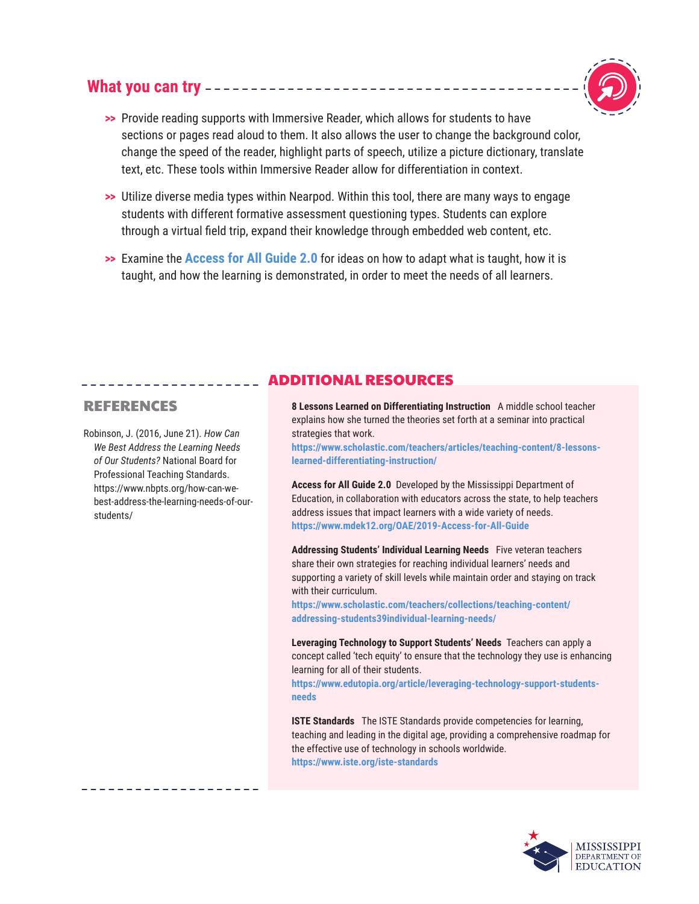## What you can try

- Provide reading supports with Immersive Reader, which allows for students to have sections or pages read aloud to them. It also allows the user to change the background color, change the speed of the reader, highlight parts of speech, utilize a picture dictionary, translate text, etc. These tools within Immersive Reader allow for differentiation in context.
- Utilize diverse media types within Nearpod. Within this tool, there are many ways to engage students with different formative assessment questioning types. Students can explore through a virtual field trip, expand their knowledge through embedded web content, etc.
- Examine the **Access for All Guide 2.0** for ideas on how to adapt what is taught, how it is taught, and how the learning is demonstrated, in order to meet the needs of all learners.

## REFERENCES

Robinson, J. (2016, June 21). *How Can We Best Address the Learning Needs of Our Students?* National Board for Professional Teaching Standards. https://www.nbpts.org/how-can-we-best-address-the-learning-needs-of-our-students/

## ADDITIONAL RESOURCES

**8 Lessons Learned on Differentiating Instruction** A middle school teacher explains how she turned the theories set forth at a seminar into practical strategies that work.
**https://www.scholastic.com/teachers/articles/teaching-content/8-lessons-learned-differentiating-instruction/**

**Access for All Guide 2.0** Developed by the Mississippi Department of Education, in collaboration with educators across the state, to help teachers address issues that impact learners with a wide variety of needs.
**https://www.mdek12.org/OAE/2019-Access-for-All-Guide**

**Addressing Students' Individual Learning Needs** Five veteran teachers share their own strategies for reaching individual learners' needs and supporting a variety of skill levels while maintain order and staying on track with their curriculum.
**https://www.scholastic.com/teachers/collections/teaching-content/addressing-students39individual-learning-needs/**

**Leveraging Technology to Support Students' Needs** Teachers can apply a concept called 'tech equity' to ensure that the technology they use is enhancing learning for all of their students.
**https://www.edutopia.org/article/leveraging-technology-support-students-needs**

**ISTE Standards** The ISTE Standards provide competencies for learning, teaching and leading in the digital age, providing a comprehensive roadmap for the effective use of technology in schools worldwide.
**https://www.iste.org/iste-standards**